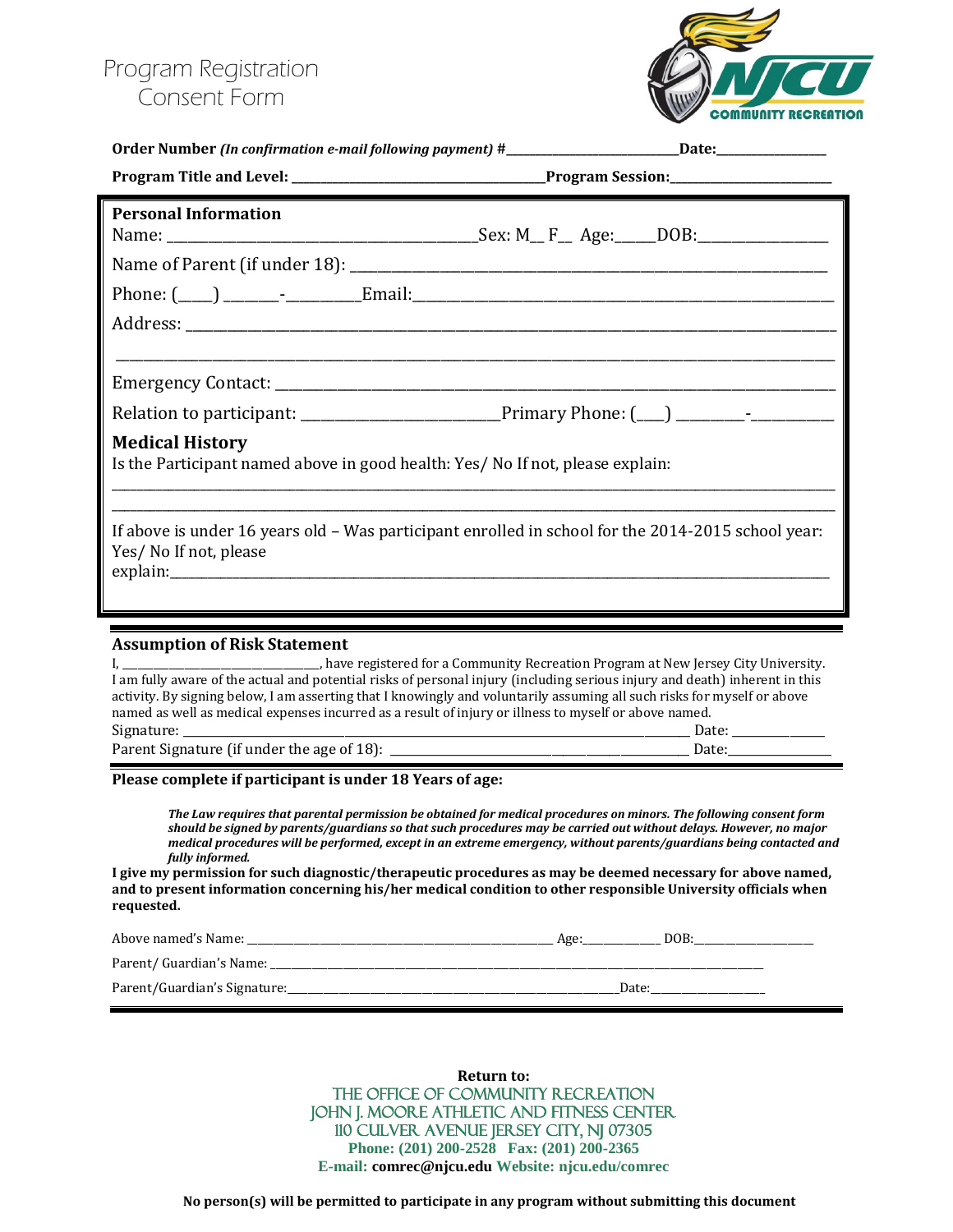# Program Registration Consent Form

NJCU COMMUNITY RECREATION

**Order Number** ***(In confirmation e-mail following payment)*** **#\_\_\_\_\_\_\_\_\_\_\_\_\_\_\_\_\_\_\_\_\_\_\_\_\_\_\_\_Date:\_\_\_\_\_\_\_\_\_\_\_\_\_\_\_\_\_**

**Program Title and Level: \_\_\_\_\_\_\_\_\_\_\_\_\_\_\_\_\_\_\_\_\_\_\_\_\_\_\_\_\_\_\_\_\_\_\_\_\_\_\_\_\_Program Session:\_\_\_\_\_\_\_\_\_\_\_\_\_\_\_\_\_\_\_\_\_\_\_\_\_\_**

## Personal Information

Name: \_\_\_\_\_\_\_\_\_\_\_\_\_\_\_\_\_\_\_\_\_\_\_\_\_\_\_\_\_\_\_\_\_\_\_\_\_\_\_\_\_\_Sex: M\_\_ F\_\_ Age:\_\_\_\_\_DOB:\_\_\_\_\_\_\_\_\_\_\_\_\_\_\_\_\_\_

Name of Parent (if under 18): \_\_\_\_\_\_\_\_\_\_\_\_\_\_\_\_\_\_\_\_\_\_\_\_\_\_\_\_\_\_\_\_\_\_\_\_\_\_\_\_\_\_\_\_\_\_\_\_\_\_\_\_\_\_\_\_\_\_\_\_\_\_

Phone: (\_\_\_\_) \_\_\_\_\_\_\_-\_\_\_\_\_\_\_\_\_\_Email:\_\_\_\_\_\_\_\_\_\_\_\_\_\_\_\_\_\_\_\_\_\_\_\_\_\_\_\_\_\_\_\_\_\_\_\_\_\_\_\_\_\_\_\_\_\_\_\_\_\_\_\_\_\_\_\_

Address: \_\_\_\_\_\_\_\_\_\_\_\_\_\_\_\_\_\_\_\_\_\_\_\_\_\_\_\_\_\_\_\_\_\_\_\_\_\_\_\_\_\_\_\_\_\_\_\_\_\_\_\_\_\_\_\_\_\_\_\_\_\_\_\_\_\_\_\_\_\_\_\_\_\_\_\_\_\_\_\_\_\_

\_\_\_\_\_\_\_\_\_\_\_\_\_\_\_\_\_\_\_\_\_\_\_\_\_\_\_\_\_\_\_\_\_\_\_\_\_\_\_\_\_\_\_\_\_\_\_\_\_\_\_\_\_\_\_\_\_\_\_\_\_\_\_\_\_\_\_\_\_\_\_\_\_\_\_\_\_\_\_\_\_\_\_\_\_\_\_\_\_\_\_

Emergency Contact: \_\_\_\_\_\_\_\_\_\_\_\_\_\_\_\_\_\_\_\_\_\_\_\_\_\_\_\_\_\_\_\_\_\_\_\_\_\_\_\_\_\_\_\_\_\_\_\_\_\_\_\_\_\_\_\_\_\_\_\_\_\_\_\_\_\_\_\_\_\_\_\_\_\_\_

Relation to participant: \_\_\_\_\_\_\_\_\_\_\_\_\_\_\_\_\_\_\_\_\_\_\_\_\_\_\_Primary Phone: (\_\_\_) \_\_\_\_\_\_\_\_\_-\_\_\_\_\_\_\_\_\_\_\_

## Medical History

Is the Participant named above in good health: Yes/ No If not, please explain:

\_\_\_\_\_\_\_\_\_\_\_\_\_\_\_\_\_\_\_\_\_\_\_\_\_\_\_\_\_\_\_\_\_\_\_\_\_\_\_\_\_\_\_\_\_\_\_\_\_\_\_\_\_\_\_\_\_\_\_\_\_\_\_\_\_\_\_\_\_\_\_\_\_\_\_\_\_\_\_\_\_\_\_\_\_\_\_\_\_\_\_

\_\_\_\_\_\_\_\_\_\_\_\_\_\_\_\_\_\_\_\_\_\_\_\_\_\_\_\_\_\_\_\_\_\_\_\_\_\_\_\_\_\_\_\_\_\_\_\_\_\_\_\_\_\_\_\_\_\_\_\_\_\_\_\_\_\_\_\_\_\_\_\_\_\_\_\_\_\_\_\_\_\_\_\_\_\_\_\_\_\_\_

If above is under 16 years old – Was participant enrolled in school for the 2014-2015 school year: Yes/ No If not, please explain:\_\_\_\_\_\_\_\_\_\_\_\_\_\_\_\_\_\_\_\_\_\_\_\_\_\_\_\_\_\_\_\_\_\_\_\_\_\_\_\_\_\_\_\_\_\_\_\_\_\_\_\_\_\_\_\_\_\_\_\_\_\_\_\_\_\_\_\_\_\_\_\_\_\_\_\_\_\_\_\_\_\_\_\_\_

## Assumption of Risk Statement

I, \_\_\_\_\_\_\_\_\_\_\_\_\_\_\_\_\_\_\_\_\_\_\_\_\_\_\_\_\_\_\_\_\_\_\_\_, have registered for a Community Recreation Program at New Jersey City University. I am fully aware of the actual and potential risks of personal injury (including serious injury and death) inherent in this activity. By signing below, I am asserting that I knowingly and voluntarily assuming all such risks for myself or above named as well as medical expenses incurred as a result of injury or illness to myself or above named.

Signature: \_\_\_\_\_\_\_\_\_\_\_\_\_\_\_\_\_\_\_\_\_\_\_\_\_\_\_\_\_\_\_\_\_\_\_\_\_\_\_\_\_\_\_\_\_\_\_\_\_\_\_\_\_\_\_\_\_\_\_\_\_\_\_\_\_\_\_\_\_\_\_\_\_\_\_\_\_\_ Date: \_\_\_\_\_\_\_\_\_\_\_\_\_\_\_\_

Parent Signature (if under the age of 18): \_\_\_\_\_\_\_\_\_\_\_\_\_\_\_\_\_\_\_\_\_\_\_\_\_\_\_\_\_\_\_\_\_\_\_\_\_\_\_\_\_\_\_\_\_\_\_\_\_\_\_\_\_\_ Date:\_\_\_\_\_\_\_\_\_\_\_\_\_\_\_\_\_

**Please complete if participant is under 18 Years of age:**

***The Law requires that parental permission be obtained for medical procedures on minors. The following consent form should be signed by parents/guardians so that such procedures may be carried out without delays. However, no major medical procedures will be performed, except in an extreme emergency, without parents/guardians being contacted and fully informed.***

**I give my permission for such diagnostic/therapeutic procedures as may be deemed necessary for above named, and to present information concerning his/her medical condition to other responsible University officials when requested.**

Above named's Name: \_\_\_\_\_\_\_\_\_\_\_\_\_\_\_\_\_\_\_\_\_\_\_\_\_\_\_\_\_\_\_\_\_\_\_\_\_\_\_\_\_\_\_\_\_\_\_\_\_\_\_\_\_\_\_\_\_ Age:\_\_\_\_\_\_\_\_\_\_\_\_\_\_ DOB:\_\_\_\_\_\_\_\_\_\_\_\_\_\_\_\_\_\_\_\_\_

Parent/ Guardian's Name: \_\_\_\_\_\_\_\_\_\_\_\_\_\_\_\_\_\_\_\_\_\_\_\_\_\_\_\_\_\_\_\_\_\_\_\_\_\_\_\_\_\_\_\_\_\_\_\_\_\_\_\_\_\_\_\_\_\_\_\_\_\_\_\_\_\_\_\_\_\_\_\_\_\_\_\_\_\_\_\_\_\_\_\_\_\_\_\_\_\_\_\_\_\_

Parent/Guardian's Signature:\_\_\_\_\_\_\_\_\_\_\_\_\_\_\_\_\_\_\_\_\_\_\_\_\_\_\_\_\_\_\_\_\_\_\_\_\_\_\_\_\_\_\_\_\_\_\_\_\_\_\_\_\_\_\_\_\_\_\_\_\_\_\_\_Date:\_\_\_\_\_\_\_\_\_\_\_\_\_\_\_\_\_\_\_\_\_

**Return to:**

THE OFFICE OF COMMUNITY RECREATION
JOHN J. MOORE ATHLETIC AND FITNESS CENTER
110 CULVER AVENUE JERSEY CITY, NJ 07305
**Phone: (201) 200-2528 Fax: (201) 200-2365**
**E-mail: comrec@njcu.edu Website: njcu.edu/comrec**

**No person(s) will be permitted to participate in any program without submitting this document**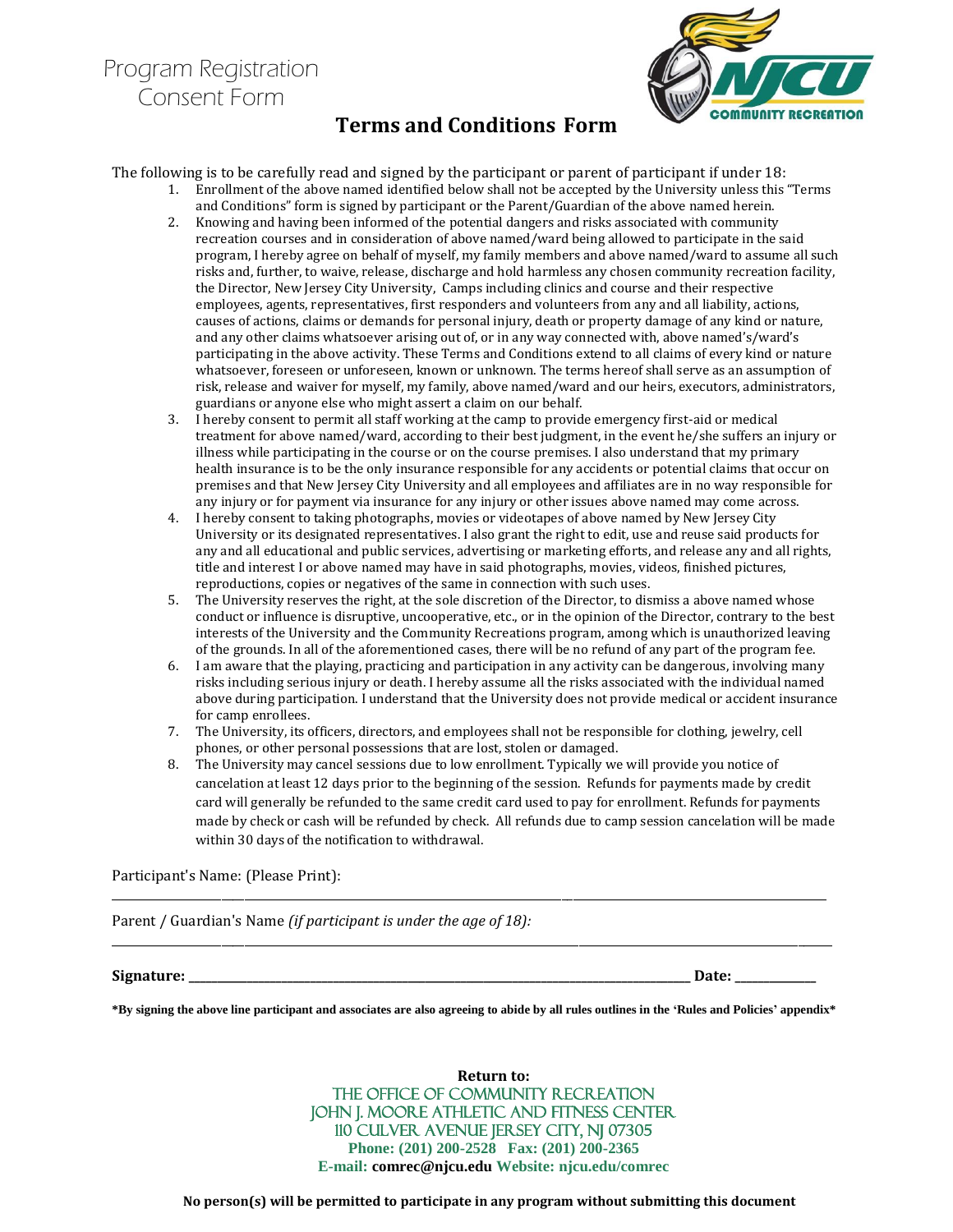Program Registration
Consent Form

# Terms and Conditions Form

The following is to be carefully read and signed by the participant or parent of participant if under 18:

1. Enrollment of the above named identified below shall not be accepted by the University unless this "Terms and Conditions" form is signed by participant or the Parent/Guardian of the above named herein.
2. Knowing and having been informed of the potential dangers and risks associated with community recreation courses and in consideration of above named/ward being allowed to participate in the said program, I hereby agree on behalf of myself, my family members and above named/ward to assume all such risks and, further, to waive, release, discharge and hold harmless any chosen community recreation facility, the Director, New Jersey City University, Camps including clinics and course and their respective employees, agents, representatives, first responders and volunteers from any and all liability, actions, causes of actions, claims or demands for personal injury, death or property damage of any kind or nature, and any other claims whatsoever arising out of, or in any way connected with, above named's/ward's participating in the above activity. These Terms and Conditions extend to all claims of every kind or nature whatsoever, foreseen or unforeseen, known or unknown. The terms hereof shall serve as an assumption of risk, release and waiver for myself, my family, above named/ward and our heirs, executors, administrators, guardians or anyone else who might assert a claim on our behalf.
3. I hereby consent to permit all staff working at the camp to provide emergency first-aid or medical treatment for above named/ward, according to their best judgment, in the event he/she suffers an injury or illness while participating in the course or on the course premises. I also understand that my primary health insurance is to be the only insurance responsible for any accidents or potential claims that occur on premises and that New Jersey City University and all employees and affiliates are in no way responsible for any injury or for payment via insurance for any injury or other issues above named may come across.
4. I hereby consent to taking photographs, movies or videotapes of above named by New Jersey City University or its designated representatives. I also grant the right to edit, use and reuse said products for any and all educational and public services, advertising or marketing efforts, and release any and all rights, title and interest I or above named may have in said photographs, movies, videos, finished pictures, reproductions, copies or negatives of the same in connection with such uses.
5. The University reserves the right, at the sole discretion of the Director, to dismiss a above named whose conduct or influence is disruptive, uncooperative, etc., or in the opinion of the Director, contrary to the best interests of the University and the Community Recreations program, among which is unauthorized leaving of the grounds. In all of the aforementioned cases, there will be no refund of any part of the program fee.
6. I am aware that the playing, practicing and participation in any activity can be dangerous, involving many risks including serious injury or death. I hereby assume all the risks associated with the individual named above during participation. I understand that the University does not provide medical or accident insurance for camp enrollees.
7. The University, its officers, directors, and employees shall not be responsible for clothing, jewelry, cell phones, or other personal possessions that are lost, stolen or damaged.
8. The University may cancel sessions due to low enrollment. Typically we will provide you notice of cancelation at least 12 days prior to the beginning of the session. Refunds for payments made by credit card will generally be refunded to the same credit card used to pay for enrollment. Refunds for payments made by check or cash will be refunded by check. All refunds due to camp session cancelation will be made within 30 days of the notification to withdrawal.

Participant's Name: (Please Print):

_______________________________________________________________________________

Parent / Guardian's Name *(if participant is under the age of 18):*

_______________________________________________________________________________

**Signature: ________________________________________________ Date: __________**

**\*By signing the above line participant and associates are also agreeing to abide by all rules outlines in the 'Rules and Policies' appendix\***

**Return to:**

THE OFFICE OF COMMUNITY RECREATION
JOHN J. MOORE ATHLETIC AND FITNESS CENTER
110 CULVER AVENUE JERSEY CITY, NJ 07305
**Phone: (201) 200-2528 Fax: (201) 200-2365**
**E-mail: comrec@njcu.edu Website: njcu.edu/comrec**

**No person(s) will be permitted to participate in any program without submitting this document**